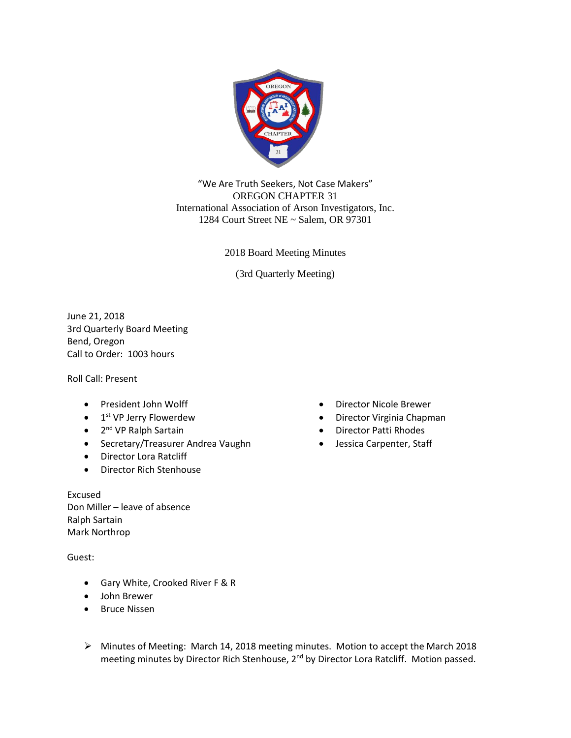"We Are Truth Seekers, Not Case Makers"
OREGON CHAPTER 31
International Association of Arson Investigators, Inc.
1284 Court Street NE ~ Salem, OR 97301

2018 Board Meeting Minutes

(3rd Quarterly Meeting)

June 21, 2018
3rd Quarterly Board Meeting
Bend, Oregon
Call to Order: 1003 hours

Roll Call: Present

- President John Wolff
- 1st VP Jerry Flowerdew
- 2nd VP Ralph Sartain
- Secretary/Treasurer Andrea Vaughn
- Director Lora Ratcliff
- Director Rich Stenhouse
- Director Nicole Brewer
- Director Virginia Chapman
- Director Patti Rhodes
- Jessica Carpenter, Staff

Excused
Don Miller – leave of absence
Ralph Sartain
Mark Northrop

Guest:

- Gary White, Crooked River F & R
- John Brewer
- Bruce Nissen

> Minutes of Meeting: March 14, 2018 meeting minutes. Motion to accept the March 2018 meeting minutes by Director Rich Stenhouse, 2nd by Director Lora Ratcliff. Motion passed.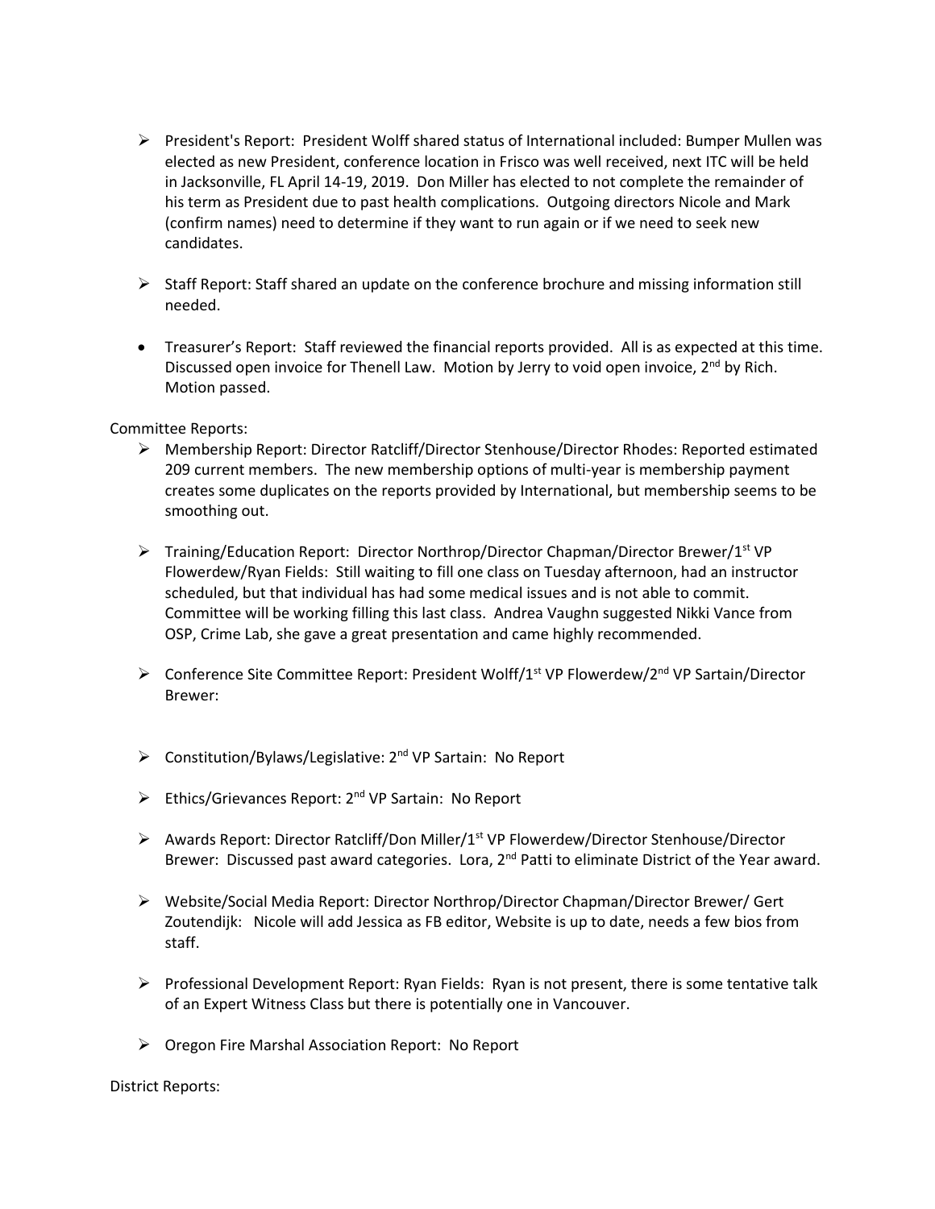- President's Report: President Wolff shared status of International included: Bumper Mullen was elected as new President, conference location in Frisco was well received, next ITC will be held in Jacksonville, FL April 14-19, 2019. Don Miller has elected to not complete the remainder of his term as President due to past health complications. Outgoing directors Nicole and Mark (confirm names) need to determine if they want to run again or if we need to seek new candidates.

- Staff Report: Staff shared an update on the conference brochure and missing information still needed.

- Treasurer's Report: Staff reviewed the financial reports provided. All is as expected at this time. Discussed open invoice for Thenell Law. Motion by Jerry to void open invoice, 2nd by Rich. Motion passed.

Committee Reports:

- Membership Report: Director Ratcliff/Director Stenhouse/Director Rhodes: Reported estimated 209 current members. The new membership options of multi-year is membership payment creates some duplicates on the reports provided by International, but membership seems to be smoothing out.

- Training/Education Report: Director Northrop/Director Chapman/Director Brewer/1st VP Flowerdew/Ryan Fields: Still waiting to fill one class on Tuesday afternoon, had an instructor scheduled, but that individual has had some medical issues and is not able to commit. Committee will be working filling this last class. Andrea Vaughn suggested Nikki Vance from OSP, Crime Lab, she gave a great presentation and came highly recommended.

- Conference Site Committee Report: President Wolff/1st VP Flowerdew/2nd VP Sartain/Director Brewer:

- Constitution/Bylaws/Legislative: 2nd VP Sartain: No Report

- Ethics/Grievances Report: 2nd VP Sartain: No Report

- Awards Report: Director Ratcliff/Don Miller/1st VP Flowerdew/Director Stenhouse/Director Brewer: Discussed past award categories. Lora, 2nd Patti to eliminate District of the Year award.

- Website/Social Media Report: Director Northrop/Director Chapman/Director Brewer/ Gert Zoutendijk: Nicole will add Jessica as FB editor, Website is up to date, needs a few bios from staff.

- Professional Development Report: Ryan Fields: Ryan is not present, there is some tentative talk of an Expert Witness Class but there is potentially one in Vancouver.

- Oregon Fire Marshal Association Report: No Report

District Reports: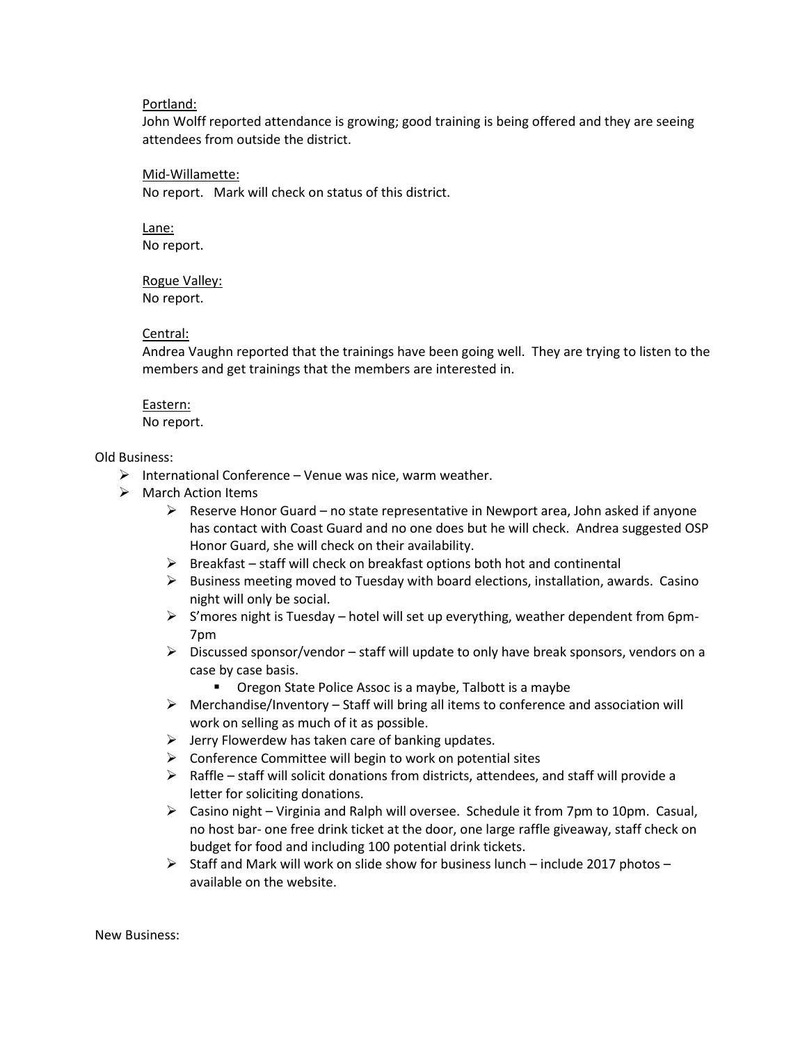Portland:

John Wolff reported attendance is growing; good training is being offered and they are seeing attendees from outside the district.

Mid-Willamette:

No report. Mark will check on status of this district.

Lane:

No report.

Rogue Valley:

No report.

Central:

Andrea Vaughn reported that the trainings have been going well. They are trying to listen to the members and get trainings that the members are interested in.

Eastern:

No report.

Old Business:

- International Conference – Venue was nice, warm weather.
- March Action Items
  - Reserve Honor Guard – no state representative in Newport area, John asked if anyone has contact with Coast Guard and no one does but he will check. Andrea suggested OSP Honor Guard, she will check on their availability.
  - Breakfast – staff will check on breakfast options both hot and continental
  - Business meeting moved to Tuesday with board elections, installation, awards. Casino night will only be social.
  - S'mores night is Tuesday – hotel will set up everything, weather dependent from 6pm-7pm
  - Discussed sponsor/vendor – staff will update to only have break sponsors, vendors on a case by case basis.
    - Oregon State Police Assoc is a maybe, Talbott is a maybe
  - Merchandise/Inventory – Staff will bring all items to conference and association will work on selling as much of it as possible.
  - Jerry Flowerdew has taken care of banking updates.
  - Conference Committee will begin to work on potential sites
  - Raffle – staff will solicit donations from districts, attendees, and staff will provide a letter for soliciting donations.
  - Casino night – Virginia and Ralph will oversee. Schedule it from 7pm to 10pm. Casual, no host bar- one free drink ticket at the door, one large raffle giveaway, staff check on budget for food and including 100 potential drink tickets.
  - Staff and Mark will work on slide show for business lunch – include 2017 photos – available on the website.

New Business: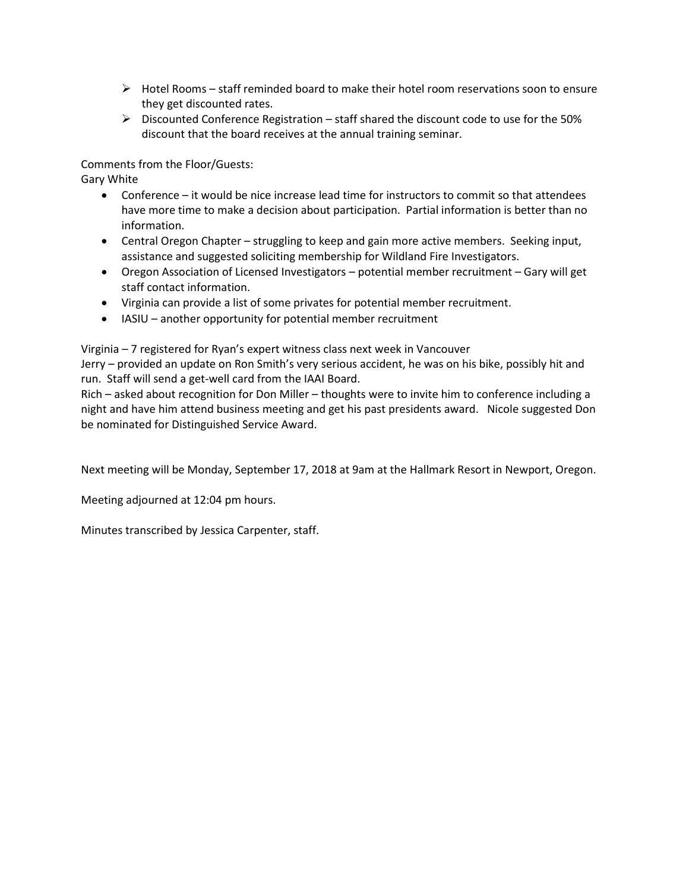- Hotel Rooms – staff reminded board to make their hotel room reservations soon to ensure they get discounted rates.
- Discounted Conference Registration – staff shared the discount code to use for the 50% discount that the board receives at the annual training seminar.

Comments from the Floor/Guests:
Gary White

- Conference – it would be nice increase lead time for instructors to commit so that attendees have more time to make a decision about participation. Partial information is better than no information.
- Central Oregon Chapter – struggling to keep and gain more active members. Seeking input, assistance and suggested soliciting membership for Wildland Fire Investigators.
- Oregon Association of Licensed Investigators – potential member recruitment – Gary will get staff contact information.
- Virginia can provide a list of some privates for potential member recruitment.
- IASIU – another opportunity for potential member recruitment

Virginia – 7 registered for Ryan's expert witness class next week in Vancouver
Jerry – provided an update on Ron Smith's very serious accident, he was on his bike, possibly hit and run. Staff will send a get-well card from the IAAI Board.
Rich – asked about recognition for Don Miller – thoughts were to invite him to conference including a night and have him attend business meeting and get his past presidents award. Nicole suggested Don be nominated for Distinguished Service Award.

Next meeting will be Monday, September 17, 2018 at 9am at the Hallmark Resort in Newport, Oregon.

Meeting adjourned at 12:04 pm hours.

Minutes transcribed by Jessica Carpenter, staff.